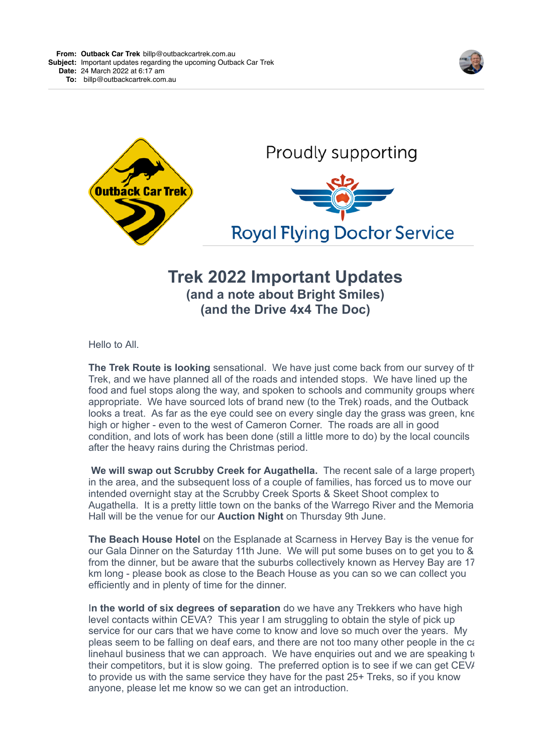**From:** **Outback Car Trek** billp@outbackcartrek.com.au
**Subject:** Important updates regarding the upcoming Outback Car Trek
**Date:** 24 March 2022 at 6:17 am
**To:** billp@outbackcartrek.com.au

Outback Car Trek

Proudly supporting

Royal Flying Doctor Service

# Trek 2022 Important Updates

## (and a note about Bright Smiles)

## (and the Drive 4x4 The Doc)

Hello to All.

**The Trek Route is looking** sensational. We have just come back from our survey of th Trek, and we have planned all of the roads and intended stops. We have lined up the food and fuel stops along the way, and spoken to schools and community groups where appropriate. We have sourced lots of brand new (to the Trek) roads, and the Outback looks a treat. As far as the eye could see on every single day the grass was green, kne high or higher - even to the west of Cameron Corner. The roads are all in good condition, and lots of work has been done (still a little more to do) by the local councils after the heavy rains during the Christmas period.

**We will swap out Scrubby Creek for Augathella.** The recent sale of a large property in the area, and the subsequent loss of a couple of families, has forced us to move our intended overnight stay at the Scrubby Creek Sports & Skeet Shoot complex to Augathella. It is a pretty little town on the banks of the Warrego River and the Memoria Hall will be the venue for our **Auction Night** on Thursday 9th June.

**The Beach House Hotel** on the Esplanade at Scarness in Hervey Bay is the venue for our Gala Dinner on the Saturday 11th June. We will put some buses on to get you to & from the dinner, but be aware that the suburbs collectively known as Hervey Bay are 17 km long - please book as close to the Beach House as you can so we can collect you efficiently and in plenty of time for the dinner.

I**n the world of six degrees of separation** do we have any Trekkers who have high level contacts within CEVA? This year I am struggling to obtain the style of pick up service for our cars that we have come to know and love so much over the years. My pleas seem to be falling on deaf ears, and there are not too many other people in the ca linehaul business that we can approach. We have enquiries out and we are speaking to their competitors, but it is slow going. The preferred option is to see if we can get CEVA to provide us with the same service they have for the past 25+ Treks, so if you know anyone, please let me know so we can get an introduction.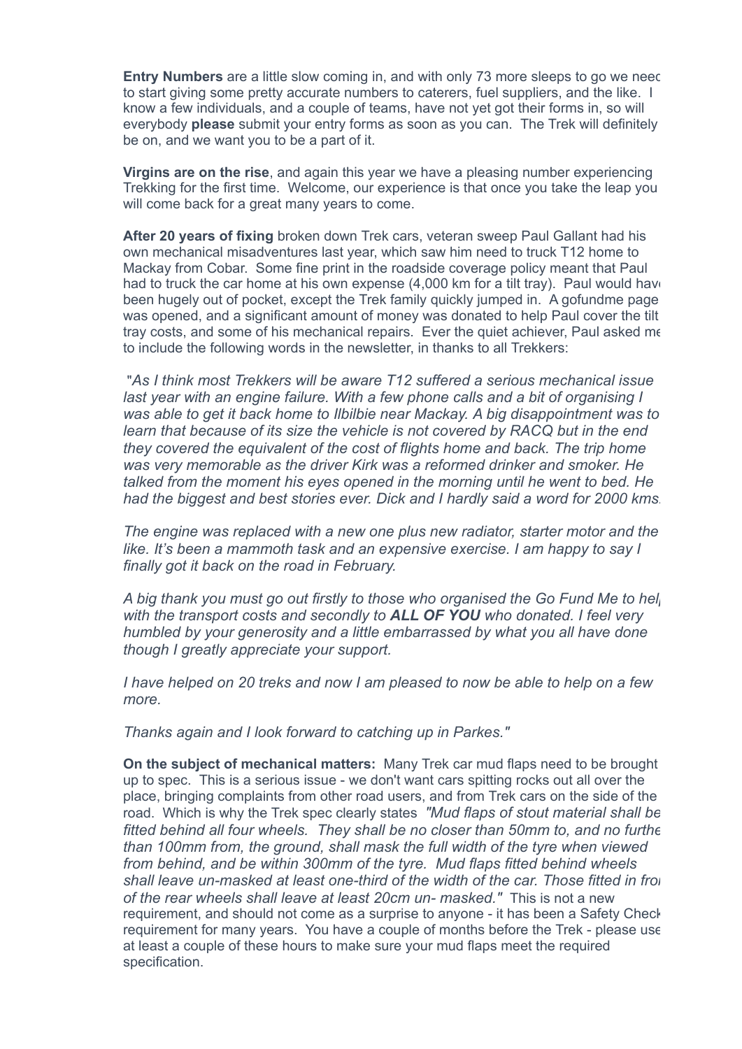**Entry Numbers** are a little slow coming in, and with only 73 more sleeps to go we need to start giving some pretty accurate numbers to caterers, fuel suppliers, and the like. I know a few individuals, and a couple of teams, have not yet got their forms in, so will everybody **please** submit your entry forms as soon as you can. The Trek will definitely be on, and we want you to be a part of it.

**Virgins are on the rise**, and again this year we have a pleasing number experiencing Trekking for the first time. Welcome, our experience is that once you take the leap you will come back for a great many years to come.

**After 20 years of fixing** broken down Trek cars, veteran sweep Paul Gallant had his own mechanical misadventures last year, which saw him need to truck T12 home to Mackay from Cobar. Some fine print in the roadside coverage policy meant that Paul had to truck the car home at his own expense (4,000 km for a tilt tray). Paul would have been hugely out of pocket, except the Trek family quickly jumped in. A gofundme page was opened, and a significant amount of money was donated to help Paul cover the tilt tray costs, and some of his mechanical repairs. Ever the quiet achiever, Paul asked me to include the following words in the newsletter, in thanks to all Trekkers:

"*As I think most Trekkers will be aware T12 suffered a serious mechanical issue last year with an engine failure. With a few phone calls and a bit of organising I was able to get it back home to Ilbilbie near Mackay. A big disappointment was to learn that because of its size the vehicle is not covered by RACQ but in the end they covered the equivalent of the cost of flights home and back. The trip home was very memorable as the driver Kirk was a reformed drinker and smoker. He talked from the moment his eyes opened in the morning until he went to bed. He had the biggest and best stories ever. Dick and I hardly said a word for 2000 kms.*

*The engine was replaced with a new one plus new radiator, starter motor and the like. It's been a mammoth task and an expensive exercise. I am happy to say I finally got it back on the road in February.*

*A big thank you must go out firstly to those who organised the Go Fund Me to help with the transport costs and secondly to* ***ALL OF YOU*** *who donated. I feel very humbled by your generosity and a little embarrassed by what you all have done though I greatly appreciate your support.*

*I have helped on 20 treks and now I am pleased to now be able to help on a few more.*

*Thanks again and I look forward to catching up in Parkes."*

**On the subject of mechanical matters:** Many Trek car mud flaps need to be brought up to spec. This is a serious issue - we don't want cars spitting rocks out all over the place, bringing complaints from other road users, and from Trek cars on the side of the road. Which is why the Trek spec clearly states *"Mud flaps of stout material shall be fitted behind all four wheels. They shall be no closer than 50mm to, and no further than 100mm from, the ground, shall mask the full width of the tyre when viewed from behind, and be within 300mm of the tyre. Mud flaps fitted behind wheels shall leave un-masked at least one-third of the width of the car. Those fitted in front of the rear wheels shall leave at least 20cm un- masked."* This is not a new requirement, and should not come as a surprise to anyone - it has been a Safety Check requirement for many years. You have a couple of months before the Trek - please use at least a couple of these hours to make sure your mud flaps meet the required specification.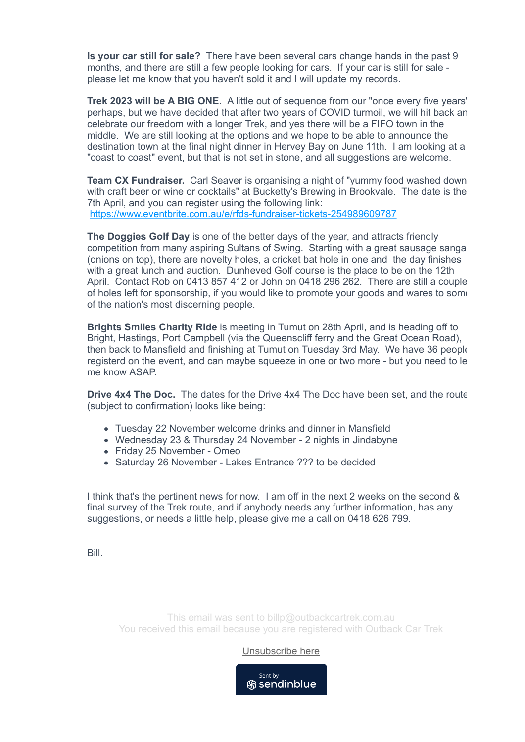**Is your car still for sale?** There have been several cars change hands in the past 9 months, and there are still a few people looking for cars. If your car is still for sale - please let me know that you haven't sold it and I will update my records.

**Trek 2023 will be A BIG ONE**. A little out of sequence from our "once every five years' perhaps, but we have decided that after two years of COVID turmoil, we will hit back an celebrate our freedom with a longer Trek, and yes there will be a FIFO town in the middle. We are still looking at the options and we hope to be able to announce the destination town at the final night dinner in Hervey Bay on June 11th. I am looking at a "coast to coast" event, but that is not set in stone, and all suggestions are welcome.

**Team CX Fundraiser.** Carl Seaver is organising a night of "yummy food washed down with craft beer or wine or cocktails" at Bucketty's Brewing in Brookvale. The date is the 7th April, and you can register using the following link:
[https://www.eventbrite.com.au/e/rfds-fundraiser-tickets-254989609787](https://www.eventbrite.com.au/e/rfds-fundraiser-tickets-254989609787)

**The Doggies Golf Day** is one of the better days of the year, and attracts friendly competition from many aspiring Sultans of Swing. Starting with a great sausage sanga (onions on top), there are novelty holes, a cricket bat hole in one and the day finishes with a great lunch and auction. Dunheved Golf course is the place to be on the 12th April. Contact Rob on 0413 857 412 or John on 0418 296 262. There are still a couple of holes left for sponsorship, if you would like to promote your goods and wares to some of the nation's most discerning people.

**Brights Smiles Charity Ride** is meeting in Tumut on 28th April, and is heading off to Bright, Hastings, Port Campbell (via the Queenscliff ferry and the Great Ocean Road), then back to Mansfield and finishing at Tumut on Tuesday 3rd May. We have 36 people registerd on the event, and can maybe squeeze in one or two more - but you need to le me know ASAP.

**Drive 4x4 The Doc.** The dates for the Drive 4x4 The Doc have been set, and the route (subject to confirmation) looks like being:

- Tuesday 22 November welcome drinks and dinner in Mansfield
- Wednesday 23 & Thursday 24 November - 2 nights in Jindabyne
- Friday 25 November - Omeo
- Saturday 26 November - Lakes Entrance ??? to be decided

I think that's the pertinent news for now. I am off in the next 2 weeks on the second & final survey of the Trek route, and if anybody needs any further information, has any suggestions, or needs a little help, please give me a call on 0418 626 799.

Bill.

This email was sent to billp@outbackcartrek.com.au
You received this email because you are registered with Outback Car Trek

Unsubscribe here

Sent by sendinblue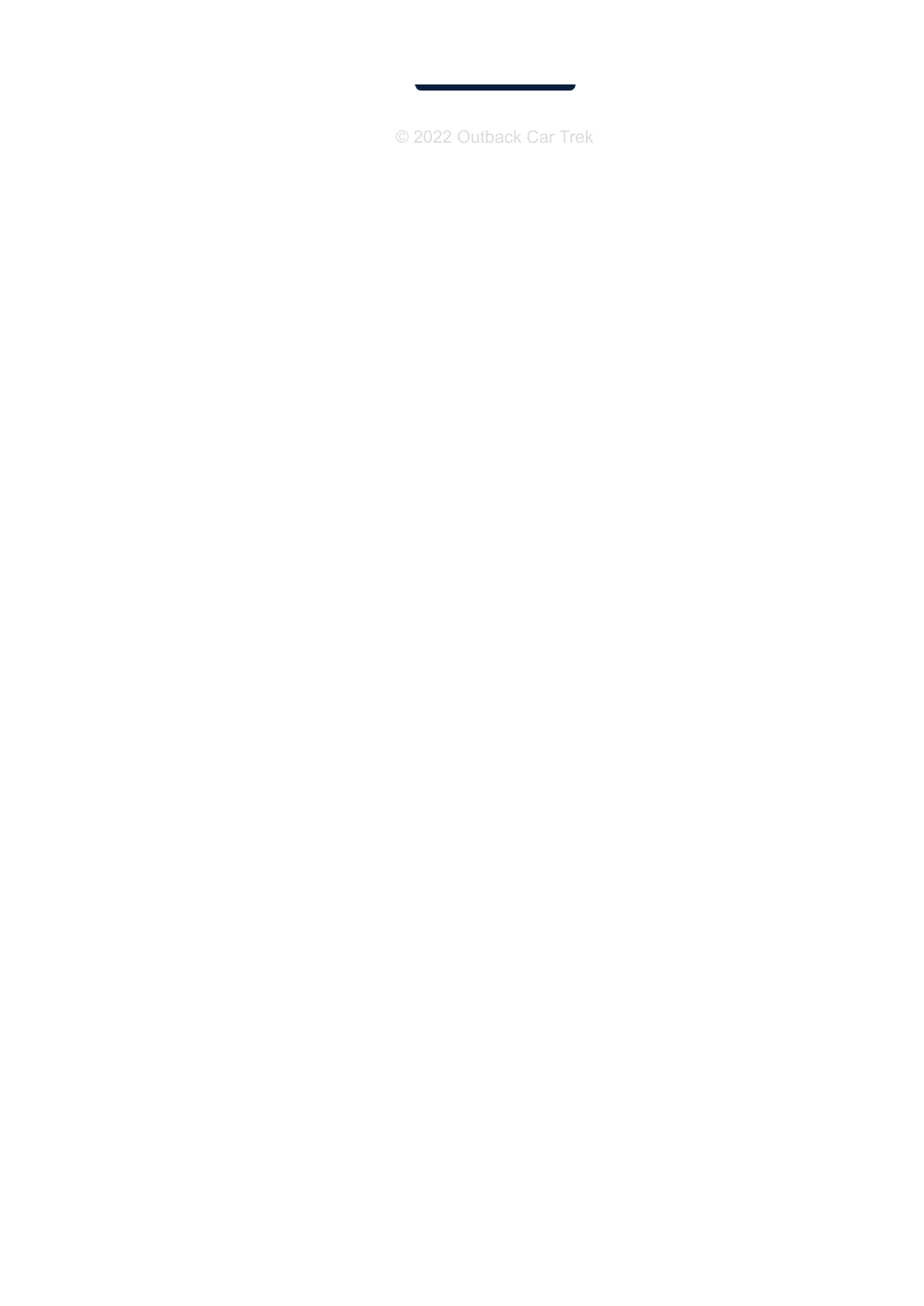© 2022 Outback Car Trek